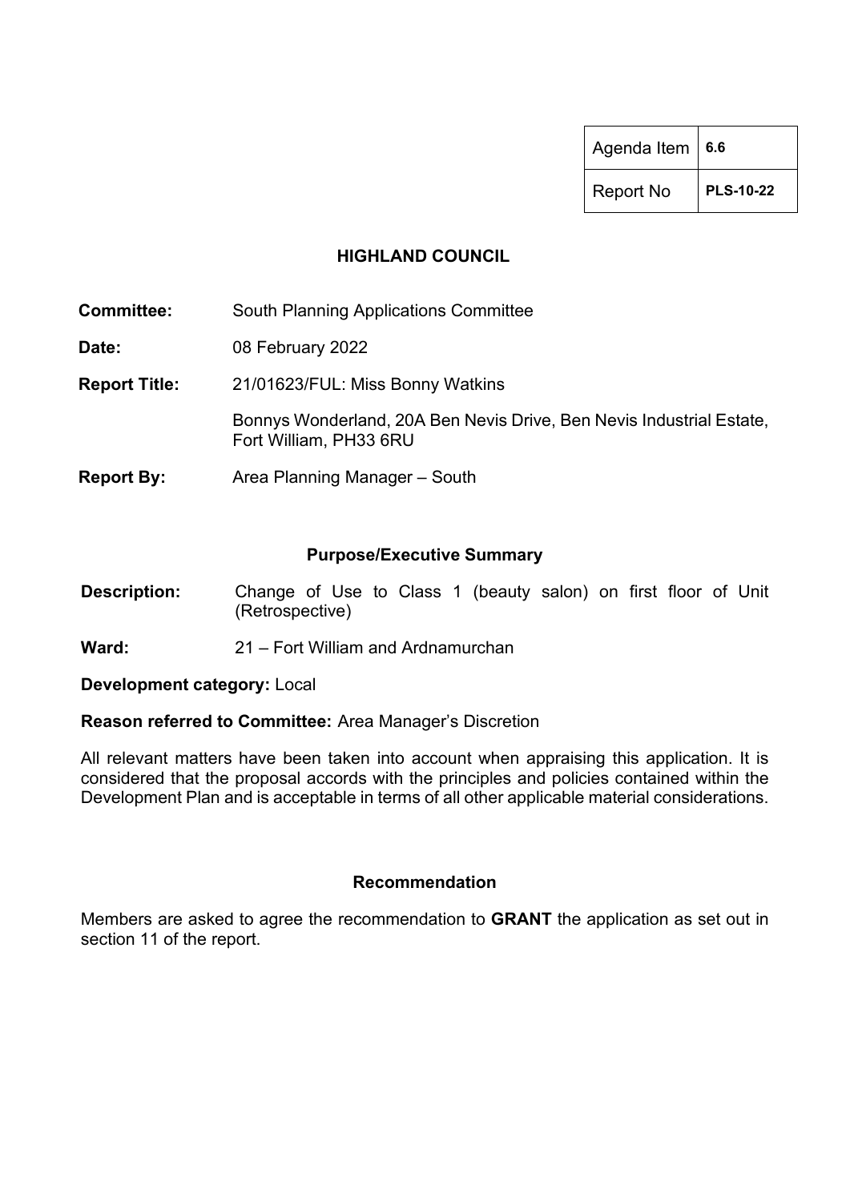| Agenda Item | 6.6 |
| --- | --- |
| Report No | PLS-10-22 |

# HIGHLAND COUNCIL

**Committee:** South Planning Applications Committee

**Date:** 08 February 2022

**Report Title:** 21/01623/FUL: Miss Bonny Watkins

Bonnys Wonderland, 20A Ben Nevis Drive, Ben Nevis Industrial Estate, Fort William, PH33 6RU

**Report By:** Area Planning Manager – South

## Purpose/Executive Summary

**Description:** Change of Use to Class 1 (beauty salon) on first floor of Unit (Retrospective)

**Ward:** 21 – Fort William and Ardnamurchan

**Development category:** Local

**Reason referred to Committee:** Area Manager's Discretion

All relevant matters have been taken into account when appraising this application. It is considered that the proposal accords with the principles and policies contained within the Development Plan and is acceptable in terms of all other applicable material considerations.

## Recommendation

Members are asked to agree the recommendation to **GRANT** the application as set out in section 11 of the report.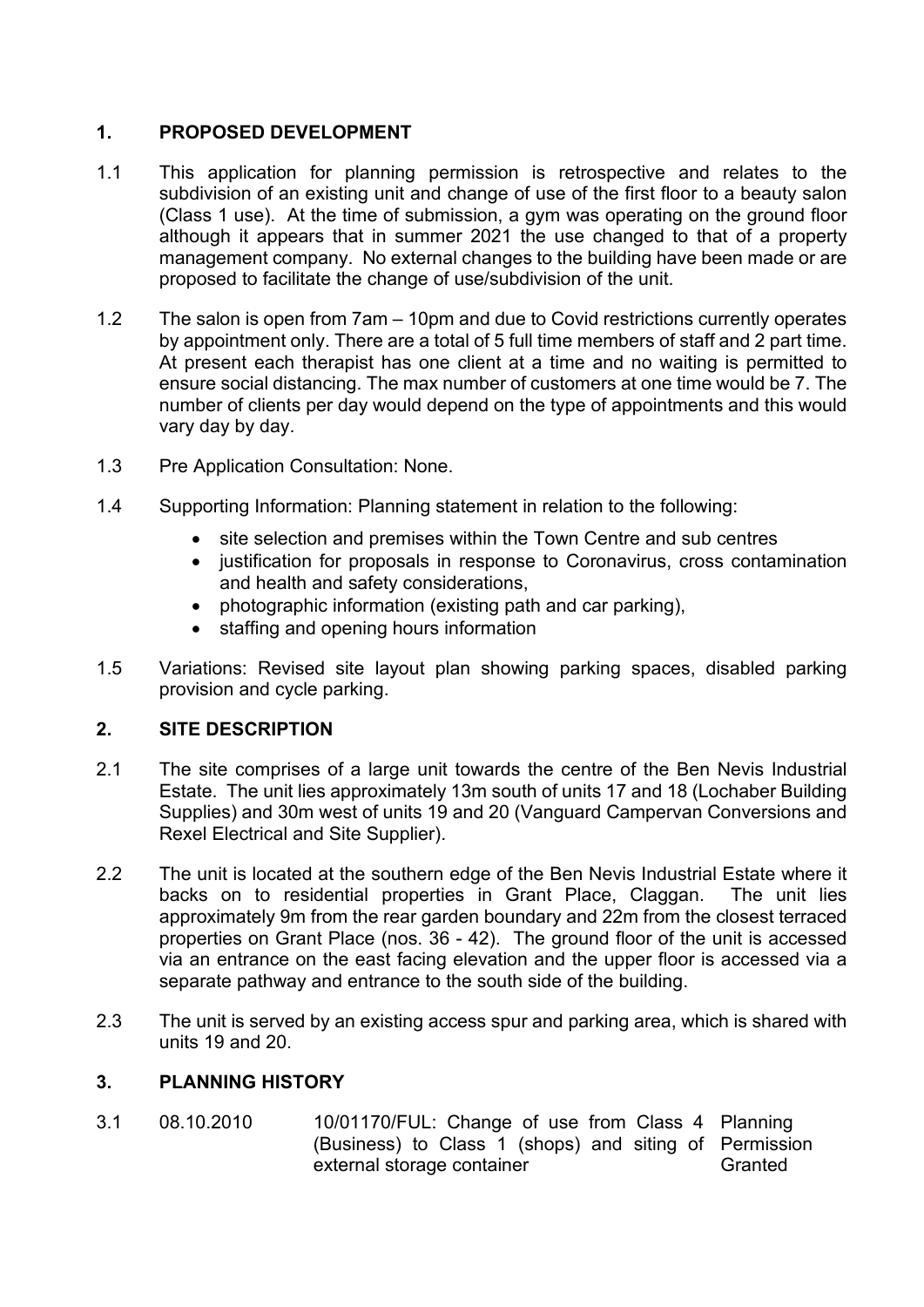## 1. PROPOSED DEVELOPMENT

1.1 This application for planning permission is retrospective and relates to the subdivision of an existing unit and change of use of the first floor to a beauty salon (Class 1 use). At the time of submission, a gym was operating on the ground floor although it appears that in summer 2021 the use changed to that of a property management company. No external changes to the building have been made or are proposed to facilitate the change of use/subdivision of the unit.

1.2 The salon is open from 7am – 10pm and due to Covid restrictions currently operates by appointment only. There are a total of 5 full time members of staff and 2 part time. At present each therapist has one client at a time and no waiting is permitted to ensure social distancing. The max number of customers at one time would be 7. The number of clients per day would depend on the type of appointments and this would vary day by day.

1.3 Pre Application Consultation: None.

1.4 Supporting Information: Planning statement in relation to the following:

- site selection and premises within the Town Centre and sub centres
- justification for proposals in response to Coronavirus, cross contamination and health and safety considerations,
- photographic information (existing path and car parking),
- staffing and opening hours information

1.5 Variations: Revised site layout plan showing parking spaces, disabled parking provision and cycle parking.

## 2. SITE DESCRIPTION

2.1 The site comprises of a large unit towards the centre of the Ben Nevis Industrial Estate. The unit lies approximately 13m south of units 17 and 18 (Lochaber Building Supplies) and 30m west of units 19 and 20 (Vanguard Campervan Conversions and Rexel Electrical and Site Supplier).

2.2 The unit is located at the southern edge of the Ben Nevis Industrial Estate where it backs on to residential properties in Grant Place, Claggan. The unit lies approximately 9m from the rear garden boundary and 22m from the closest terraced properties on Grant Place (nos. 36 - 42). The ground floor of the unit is accessed via an entrance on the east facing elevation and the upper floor is accessed via a separate pathway and entrance to the south side of the building.

2.3 The unit is served by an existing access spur and parking area, which is shared with units 19 and 20.

## 3. PLANNING HISTORY

| | | | |
|---|---|---|---|
| 3.1 | 08.10.2010 | 10/01170/FUL: Change of use from Class 4 (Business) to Class 1 (shops) and siting of external storage container | Planning Permission Granted |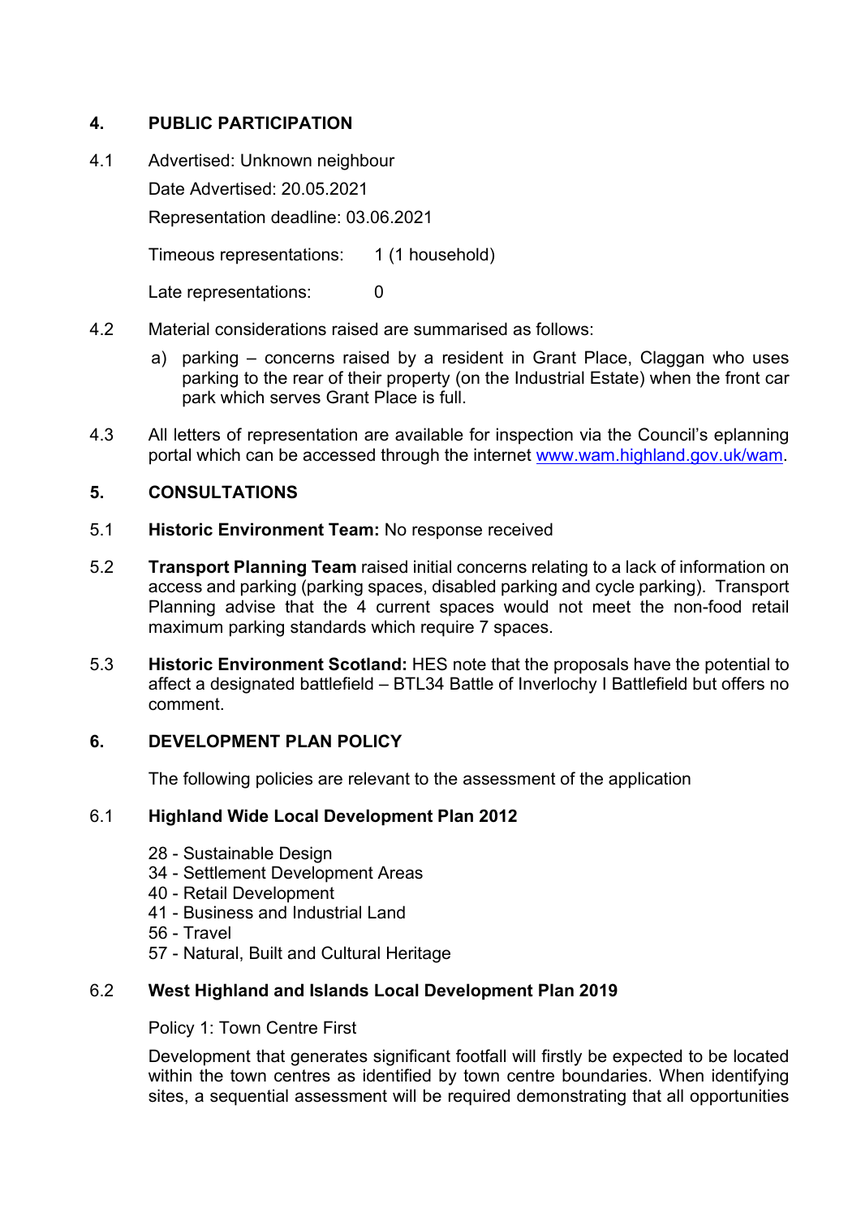## 4. PUBLIC PARTICIPATION

4.1 Advertised: Unknown neighbour

Date Advertised: 20.05.2021

Representation deadline: 03.06.2021

Timeous representations: 1 (1 household)

Late representations: 0

4.2 Material considerations raised are summarised as follows:

a) parking – concerns raised by a resident in Grant Place, Claggan who uses parking to the rear of their property (on the Industrial Estate) when the front car park which serves Grant Place is full.

4.3 All letters of representation are available for inspection via the Council's eplanning portal which can be accessed through the internet www.wam.highland.gov.uk/wam.

## 5. CONSULTATIONS

5.1 **Historic Environment Team:** No response received

5.2 **Transport Planning Team** raised initial concerns relating to a lack of information on access and parking (parking spaces, disabled parking and cycle parking). Transport Planning advise that the 4 current spaces would not meet the non-food retail maximum parking standards which require 7 spaces.

5.3 **Historic Environment Scotland:** HES note that the proposals have the potential to affect a designated battlefield – BTL34 Battle of Inverlochy I Battlefield but offers no comment.

## 6. DEVELOPMENT PLAN POLICY

The following policies are relevant to the assessment of the application

### 6.1 Highland Wide Local Development Plan 2012

28 - Sustainable Design
34 - Settlement Development Areas
40 - Retail Development
41 - Business and Industrial Land
56 - Travel
57 - Natural, Built and Cultural Heritage

### 6.2 West Highland and Islands Local Development Plan 2019

Policy 1: Town Centre First

Development that generates significant footfall will firstly be expected to be located within the town centres as identified by town centre boundaries. When identifying sites, a sequential assessment will be required demonstrating that all opportunities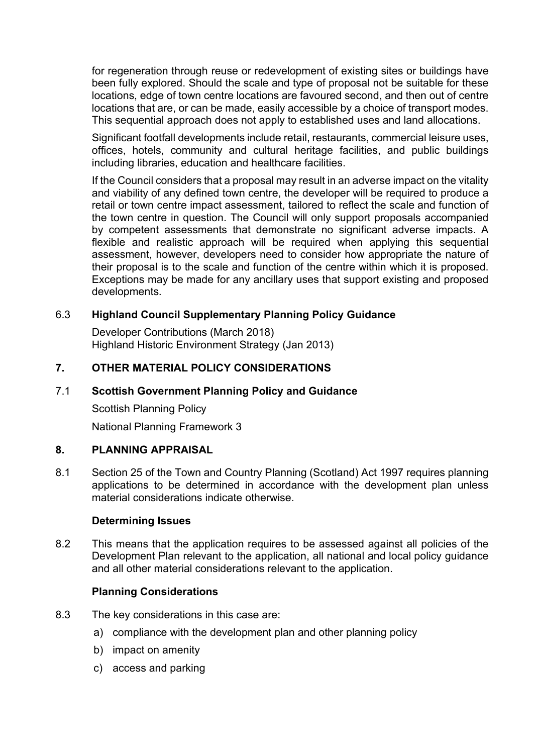for regeneration through reuse or redevelopment of existing sites or buildings have been fully explored. Should the scale and type of proposal not be suitable for these locations, edge of town centre locations are favoured second, and then out of centre locations that are, or can be made, easily accessible by a choice of transport modes. This sequential approach does not apply to established uses and land allocations.

Significant footfall developments include retail, restaurants, commercial leisure uses, offices, hotels, community and cultural heritage facilities, and public buildings including libraries, education and healthcare facilities.

If the Council considers that a proposal may result in an adverse impact on the vitality and viability of any defined town centre, the developer will be required to produce a retail or town centre impact assessment, tailored to reflect the scale and function of the town centre in question. The Council will only support proposals accompanied by competent assessments that demonstrate no significant adverse impacts. A flexible and realistic approach will be required when applying this sequential assessment, however, developers need to consider how appropriate the nature of their proposal is to the scale and function of the centre within which it is proposed. Exceptions may be made for any ancillary uses that support existing and proposed developments.

6.3 **Highland Council Supplementary Planning Policy Guidance**

Developer Contributions (March 2018)
Highland Historic Environment Strategy (Jan 2013)

## 7. OTHER MATERIAL POLICY CONSIDERATIONS

7.1 **Scottish Government Planning Policy and Guidance**

Scottish Planning Policy

National Planning Framework 3

## 8. PLANNING APPRAISAL

8.1 Section 25 of the Town and Country Planning (Scotland) Act 1997 requires planning applications to be determined in accordance with the development plan unless material considerations indicate otherwise.

**Determining Issues**

8.2 This means that the application requires to be assessed against all policies of the Development Plan relevant to the application, all national and local policy guidance and all other material considerations relevant to the application.

**Planning Considerations**

8.3 The key considerations in this case are:

a) compliance with the development plan and other planning policy
b) impact on amenity
c) access and parking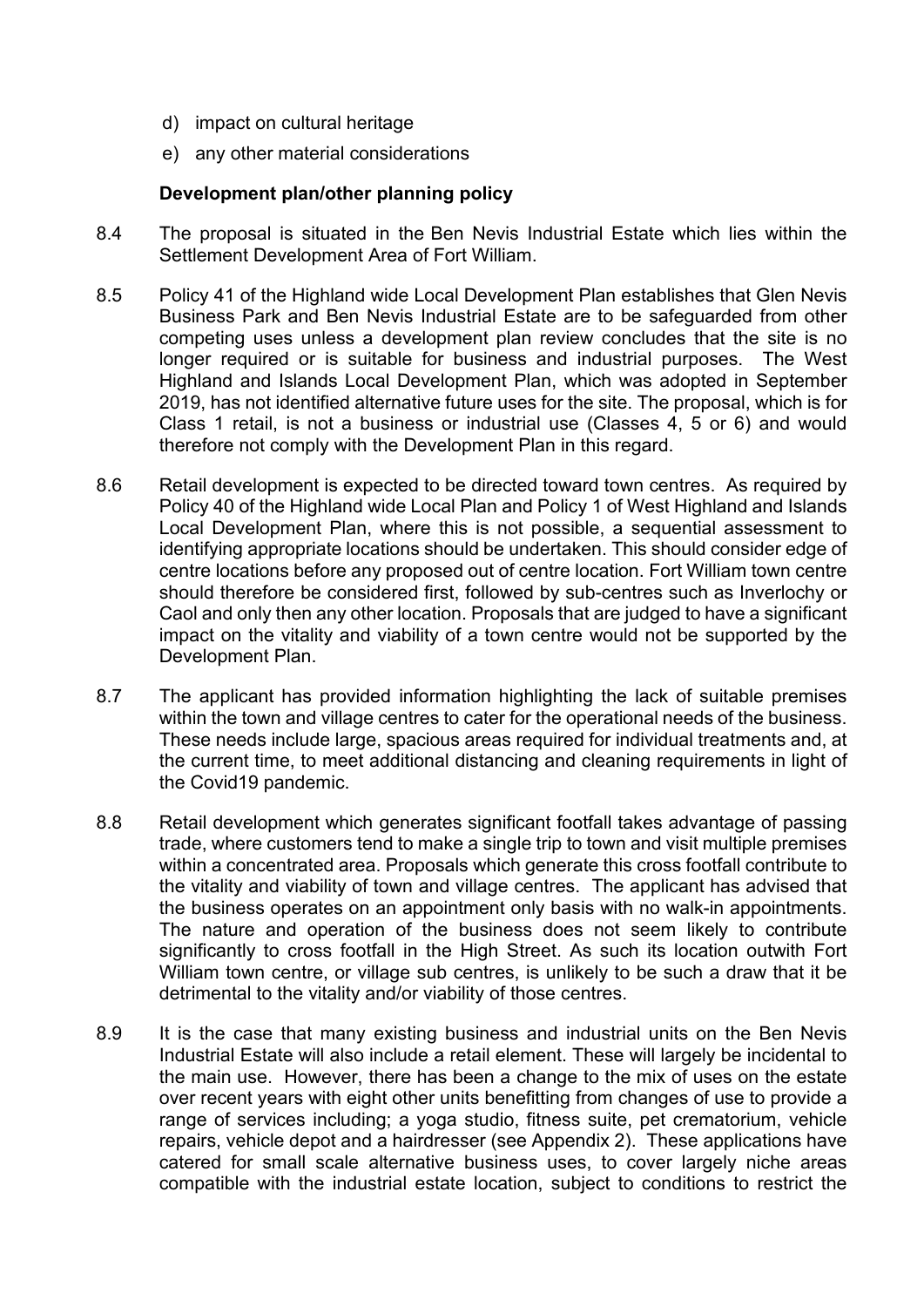d) impact on cultural heritage
e) any other material considerations

**Development plan/other planning policy**

8.4 The proposal is situated in the Ben Nevis Industrial Estate which lies within the Settlement Development Area of Fort William.

8.5 Policy 41 of the Highland wide Local Development Plan establishes that Glen Nevis Business Park and Ben Nevis Industrial Estate are to be safeguarded from other competing uses unless a development plan review concludes that the site is no longer required or is suitable for business and industrial purposes. The West Highland and Islands Local Development Plan, which was adopted in September 2019, has not identified alternative future uses for the site. The proposal, which is for Class 1 retail, is not a business or industrial use (Classes 4, 5 or 6) and would therefore not comply with the Development Plan in this regard.

8.6 Retail development is expected to be directed toward town centres. As required by Policy 40 of the Highland wide Local Plan and Policy 1 of West Highland and Islands Local Development Plan, where this is not possible, a sequential assessment to identifying appropriate locations should be undertaken. This should consider edge of centre locations before any proposed out of centre location. Fort William town centre should therefore be considered first, followed by sub-centres such as Inverlochy or Caol and only then any other location. Proposals that are judged to have a significant impact on the vitality and viability of a town centre would not be supported by the Development Plan.

8.7 The applicant has provided information highlighting the lack of suitable premises within the town and village centres to cater for the operational needs of the business. These needs include large, spacious areas required for individual treatments and, at the current time, to meet additional distancing and cleaning requirements in light of the Covid19 pandemic.

8.8 Retail development which generates significant footfall takes advantage of passing trade, where customers tend to make a single trip to town and visit multiple premises within a concentrated area. Proposals which generate this cross footfall contribute to the vitality and viability of town and village centres. The applicant has advised that the business operates on an appointment only basis with no walk-in appointments. The nature and operation of the business does not seem likely to contribute significantly to cross footfall in the High Street. As such its location outwith Fort William town centre, or village sub centres, is unlikely to be such a draw that it be detrimental to the vitality and/or viability of those centres.

8.9 It is the case that many existing business and industrial units on the Ben Nevis Industrial Estate will also include a retail element. These will largely be incidental to the main use. However, there has been a change to the mix of uses on the estate over recent years with eight other units benefitting from changes of use to provide a range of services including; a yoga studio, fitness suite, pet crematorium, vehicle repairs, vehicle depot and a hairdresser (see Appendix 2). These applications have catered for small scale alternative business uses, to cover largely niche areas compatible with the industrial estate location, subject to conditions to restrict the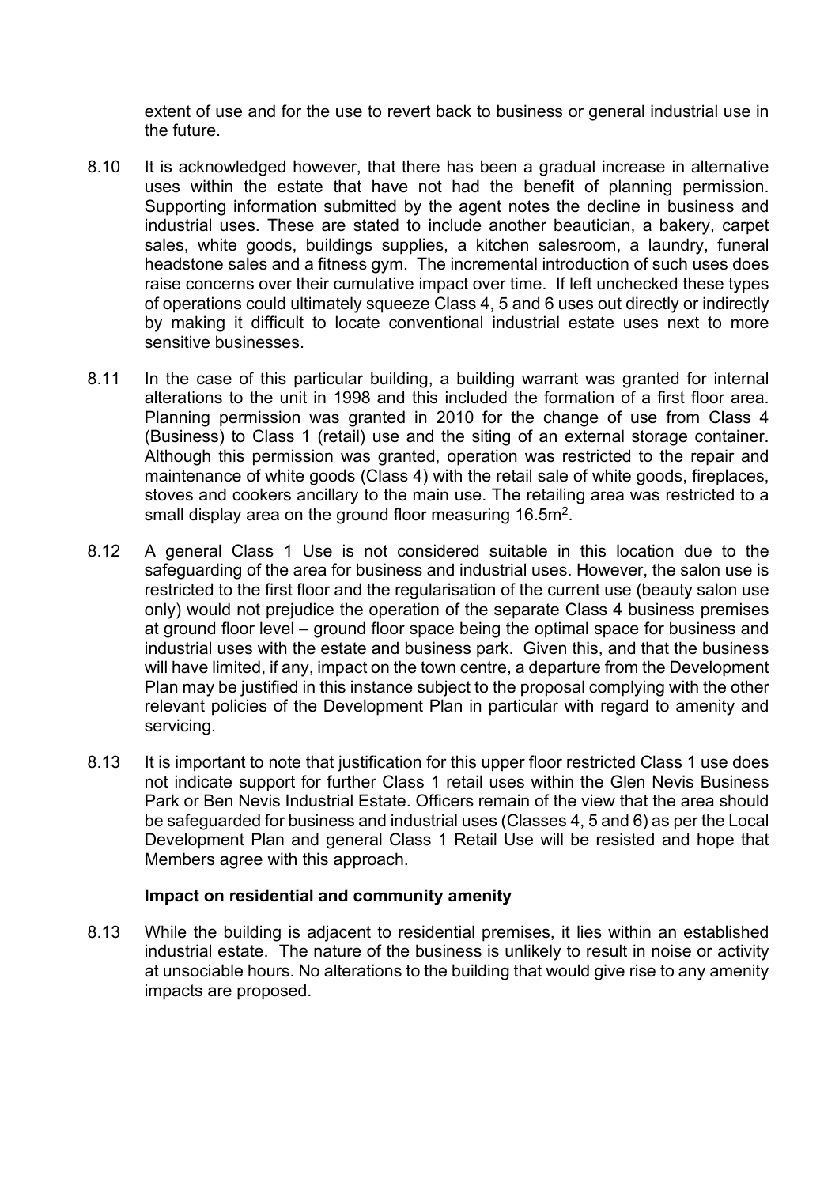extent of use and for the use to revert back to business or general industrial use in the future.

8.10 It is acknowledged however, that there has been a gradual increase in alternative uses within the estate that have not had the benefit of planning permission. Supporting information submitted by the agent notes the decline in business and industrial uses. These are stated to include another beautician, a bakery, carpet sales, white goods, buildings supplies, a kitchen salesroom, a laundry, funeral headstone sales and a fitness gym. The incremental introduction of such uses does raise concerns over their cumulative impact over time. If left unchecked these types of operations could ultimately squeeze Class 4, 5 and 6 uses out directly or indirectly by making it difficult to locate conventional industrial estate uses next to more sensitive businesses.

8.11 In the case of this particular building, a building warrant was granted for internal alterations to the unit in 1998 and this included the formation of a first floor area. Planning permission was granted in 2010 for the change of use from Class 4 (Business) to Class 1 (retail) use and the siting of an external storage container. Although this permission was granted, operation was restricted to the repair and maintenance of white goods (Class 4) with the retail sale of white goods, fireplaces, stoves and cookers ancillary to the main use. The retailing area was restricted to a small display area on the ground floor measuring 16.5m$^2$.

8.12 A general Class 1 Use is not considered suitable in this location due to the safeguarding of the area for business and industrial uses. However, the salon use is restricted to the first floor and the regularisation of the current use (beauty salon use only) would not prejudice the operation of the separate Class 4 business premises at ground floor level – ground floor space being the optimal space for business and industrial uses with the estate and business park. Given this, and that the business will have limited, if any, impact on the town centre, a departure from the Development Plan may be justified in this instance subject to the proposal complying with the other relevant policies of the Development Plan in particular with regard to amenity and servicing.

8.13 It is important to note that justification for this upper floor restricted Class 1 use does not indicate support for further Class 1 retail uses within the Glen Nevis Business Park or Ben Nevis Industrial Estate. Officers remain of the view that the area should be safeguarded for business and industrial uses (Classes 4, 5 and 6) as per the Local Development Plan and general Class 1 Retail Use will be resisted and hope that Members agree with this approach.

**Impact on residential and community amenity**

8.13 While the building is adjacent to residential premises, it lies within an established industrial estate. The nature of the business is unlikely to result in noise or activity at unsociable hours. No alterations to the building that would give rise to any amenity impacts are proposed.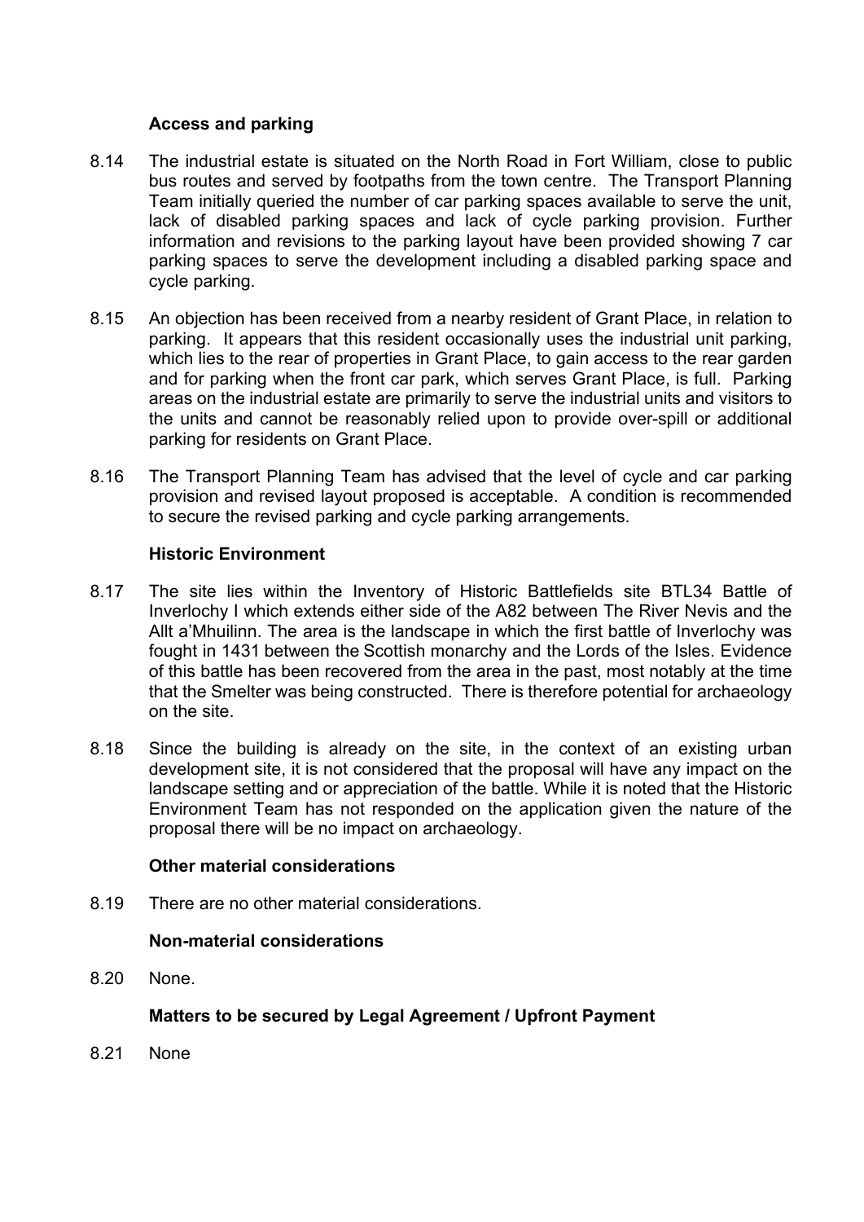### Access and parking

8.14 The industrial estate is situated on the North Road in Fort William, close to public bus routes and served by footpaths from the town centre. The Transport Planning Team initially queried the number of car parking spaces available to serve the unit, lack of disabled parking spaces and lack of cycle parking provision. Further information and revisions to the parking layout have been provided showing 7 car parking spaces to serve the development including a disabled parking space and cycle parking.

8.15 An objection has been received from a nearby resident of Grant Place, in relation to parking. It appears that this resident occasionally uses the industrial unit parking, which lies to the rear of properties in Grant Place, to gain access to the rear garden and for parking when the front car park, which serves Grant Place, is full. Parking areas on the industrial estate are primarily to serve the industrial units and visitors to the units and cannot be reasonably relied upon to provide over-spill or additional parking for residents on Grant Place.

8.16 The Transport Planning Team has advised that the level of cycle and car parking provision and revised layout proposed is acceptable. A condition is recommended to secure the revised parking and cycle parking arrangements.

### Historic Environment

8.17 The site lies within the Inventory of Historic Battlefields site BTL34 Battle of Inverlochy I which extends either side of the A82 between The River Nevis and the Allt a'Mhuilinn. The area is the landscape in which the first battle of Inverlochy was fought in 1431 between the Scottish monarchy and the Lords of the Isles. Evidence of this battle has been recovered from the area in the past, most notably at the time that the Smelter was being constructed. There is therefore potential for archaeology on the site.

8.18 Since the building is already on the site, in the context of an existing urban development site, it is not considered that the proposal will have any impact on the landscape setting and or appreciation of the battle. While it is noted that the Historic Environment Team has not responded on the application given the nature of the proposal there will be no impact on archaeology.

### Other material considerations

8.19 There are no other material considerations.

### Non-material considerations

8.20 None.

### Matters to be secured by Legal Agreement / Upfront Payment

8.21 None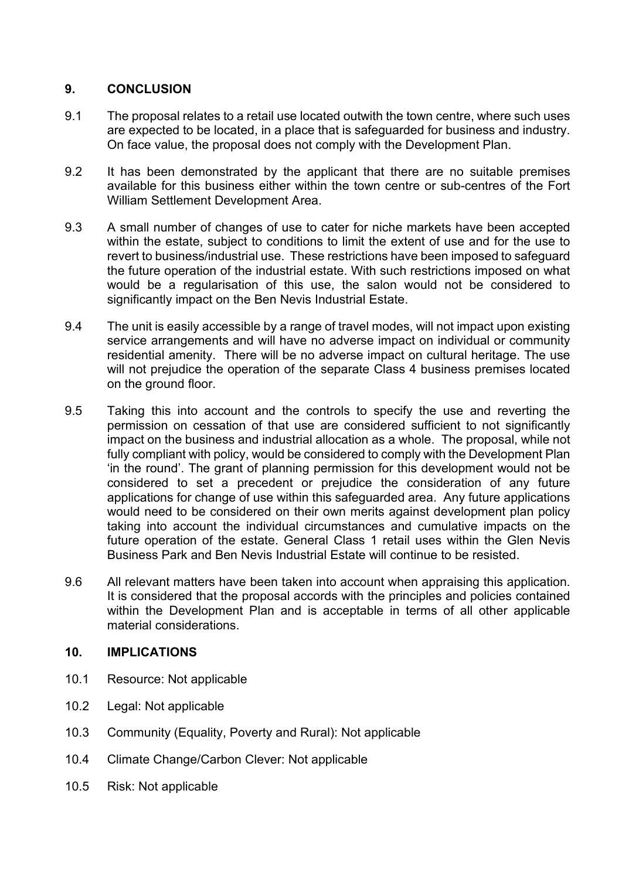## 9. CONCLUSION

9.1 The proposal relates to a retail use located outwith the town centre, where such uses are expected to be located, in a place that is safeguarded for business and industry. On face value, the proposal does not comply with the Development Plan.

9.2 It has been demonstrated by the applicant that there are no suitable premises available for this business either within the town centre or sub-centres of the Fort William Settlement Development Area.

9.3 A small number of changes of use to cater for niche markets have been accepted within the estate, subject to conditions to limit the extent of use and for the use to revert to business/industrial use. These restrictions have been imposed to safeguard the future operation of the industrial estate. With such restrictions imposed on what would be a regularisation of this use, the salon would not be considered to significantly impact on the Ben Nevis Industrial Estate.

9.4 The unit is easily accessible by a range of travel modes, will not impact upon existing service arrangements and will have no adverse impact on individual or community residential amenity. There will be no adverse impact on cultural heritage. The use will not prejudice the operation of the separate Class 4 business premises located on the ground floor.

9.5 Taking this into account and the controls to specify the use and reverting the permission on cessation of that use are considered sufficient to not significantly impact on the business and industrial allocation as a whole. The proposal, while not fully compliant with policy, would be considered to comply with the Development Plan 'in the round'. The grant of planning permission for this development would not be considered to set a precedent or prejudice the consideration of any future applications for change of use within this safeguarded area. Any future applications would need to be considered on their own merits against development plan policy taking into account the individual circumstances and cumulative impacts on the future operation of the estate. General Class 1 retail uses within the Glen Nevis Business Park and Ben Nevis Industrial Estate will continue to be resisted.

9.6 All relevant matters have been taken into account when appraising this application. It is considered that the proposal accords with the principles and policies contained within the Development Plan and is acceptable in terms of all other applicable material considerations.

## 10. IMPLICATIONS

10.1 Resource: Not applicable

10.2 Legal: Not applicable

10.3 Community (Equality, Poverty and Rural): Not applicable

10.4 Climate Change/Carbon Clever: Not applicable

10.5 Risk: Not applicable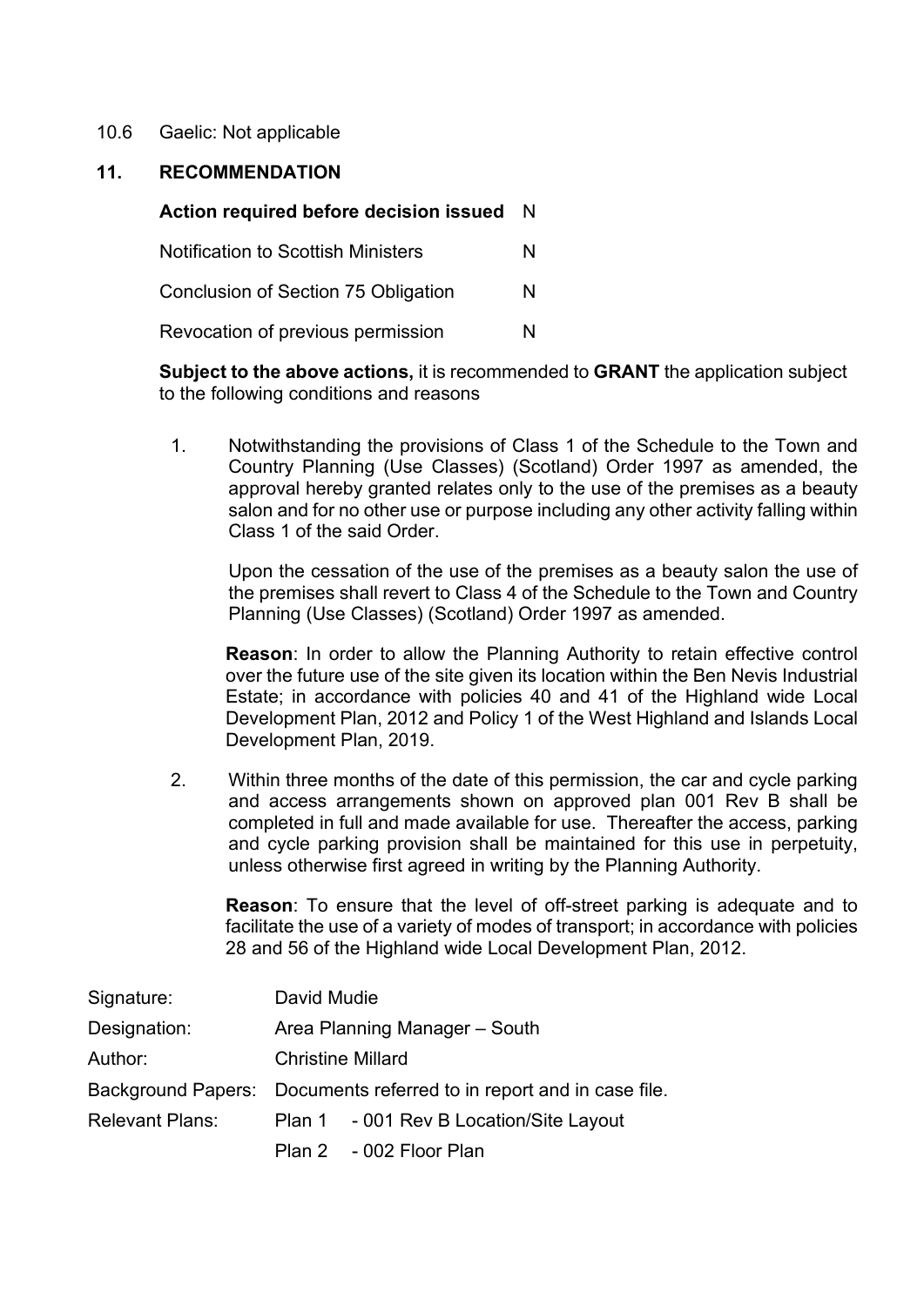10.6 Gaelic: Not applicable

## 11. RECOMMENDATION

| | |
|---|---|
| **Action required before decision issued** | N |
| Notification to Scottish Ministers | N |
| Conclusion of Section 75 Obligation | N |
| Revocation of previous permission | N |

**Subject to the above actions,** it is recommended to **GRANT** the application subject to the following conditions and reasons

1. Notwithstanding the provisions of Class 1 of the Schedule to the Town and Country Planning (Use Classes) (Scotland) Order 1997 as amended, the approval hereby granted relates only to the use of the premises as a beauty salon and for no other use or purpose including any other activity falling within Class 1 of the said Order.

   Upon the cessation of the use of the premises as a beauty salon the use of the premises shall revert to Class 4 of the Schedule to the Town and Country Planning (Use Classes) (Scotland) Order 1997 as amended.

   **Reason**: In order to allow the Planning Authority to retain effective control over the future use of the site given its location within the Ben Nevis Industrial Estate; in accordance with policies 40 and 41 of the Highland wide Local Development Plan, 2012 and Policy 1 of the West Highland and Islands Local Development Plan, 2019.

2. Within three months of the date of this permission, the car and cycle parking and access arrangements shown on approved plan 001 Rev B shall be completed in full and made available for use. Thereafter the access, parking and cycle parking provision shall be maintained for this use in perpetuity, unless otherwise first agreed in writing by the Planning Authority.

   **Reason**: To ensure that the level of off-street parking is adequate and to facilitate the use of a variety of modes of transport; in accordance with policies 28 and 56 of the Highland wide Local Development Plan, 2012.

| | |
|---|---|
| Signature: | David Mudie |
| Designation: | Area Planning Manager – South |
| Author: | Christine Millard |
| Background Papers: | Documents referred to in report and in case file. |
| Relevant Plans: | Plan 1 - 001 Rev B Location/Site Layout |
| | Plan 2 - 002 Floor Plan |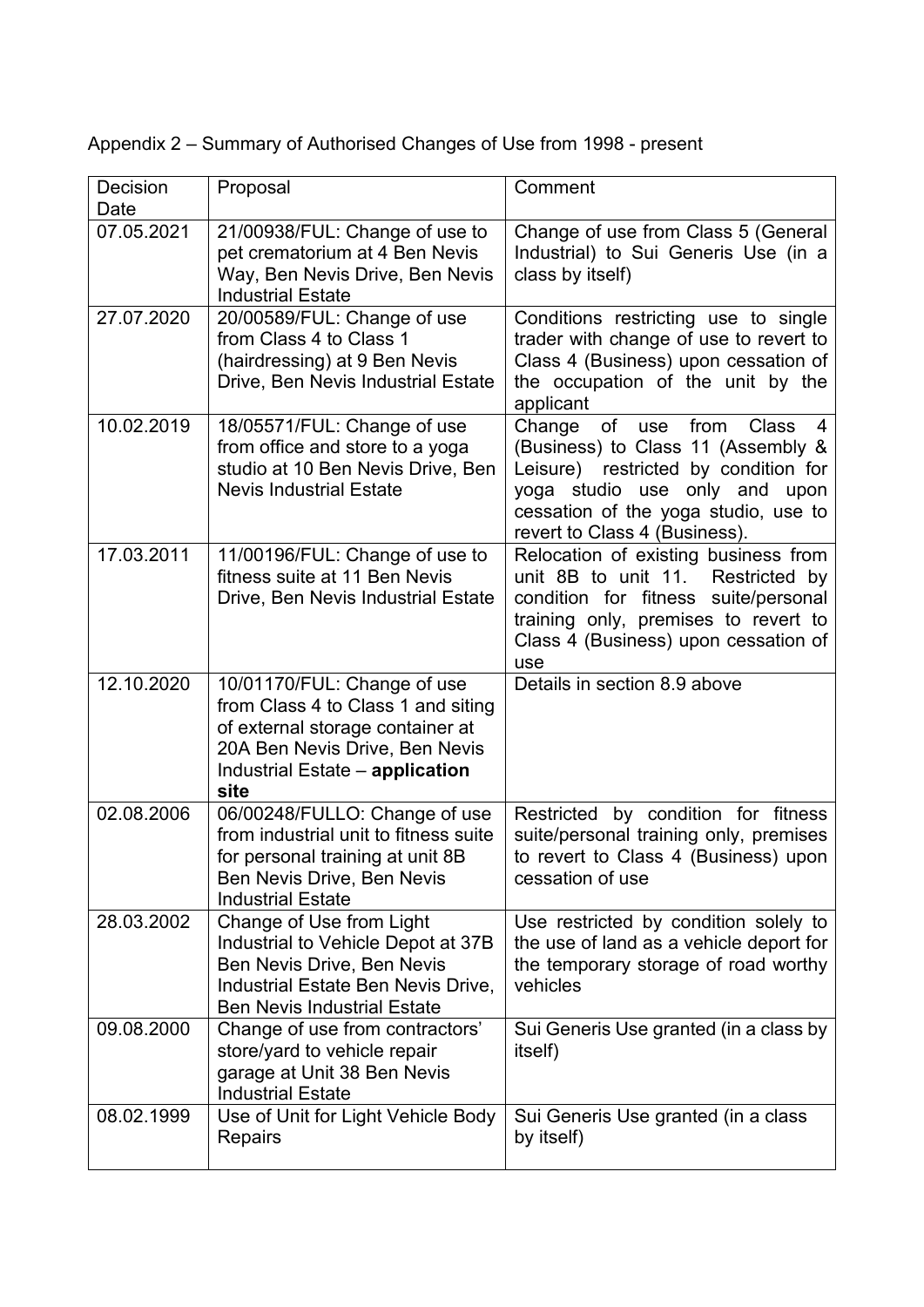Appendix 2 – Summary of Authorised Changes of Use from 1998 - present

| Decision Date | Proposal | Comment |
|---|---|---|
| 07.05.2021 | 21/00938/FUL: Change of use to pet crematorium at 4 Ben Nevis Way, Ben Nevis Drive, Ben Nevis Industrial Estate | Change of use from Class 5 (General Industrial) to Sui Generis Use (in a class by itself) |
| 27.07.2020 | 20/00589/FUL: Change of use from Class 4 to Class 1 (hairdressing) at 9 Ben Nevis Drive, Ben Nevis Industrial Estate | Conditions restricting use to single trader with change of use to revert to Class 4 (Business) upon cessation of the occupation of the unit by the applicant |
| 10.02.2019 | 18/05571/FUL: Change of use from office and store to a yoga studio at 10 Ben Nevis Drive, Ben Nevis Industrial Estate | Change of use from Class 4 (Business) to Class 11 (Assembly & Leisure) restricted by condition for yoga studio use only and upon cessation of the yoga studio, use to revert to Class 4 (Business). |
| 17.03.2011 | 11/00196/FUL: Change of use to fitness suite at 11 Ben Nevis Drive, Ben Nevis Industrial Estate | Relocation of existing business from unit 8B to unit 11. Restricted by condition for fitness suite/personal training only, premises to revert to Class 4 (Business) upon cessation of use |
| 12.10.2020 | 10/01170/FUL: Change of use from Class 4 to Class 1 and siting of external storage container at 20A Ben Nevis Drive, Ben Nevis Industrial Estate – **application site** | Details in section 8.9 above |
| 02.08.2006 | 06/00248/FULLO: Change of use from industrial unit to fitness suite for personal training at unit 8B Ben Nevis Drive, Ben Nevis Industrial Estate | Restricted by condition for fitness suite/personal training only, premises to revert to Class 4 (Business) upon cessation of use |
| 28.03.2002 | Change of Use from Light Industrial to Vehicle Depot at 37B Ben Nevis Drive, Ben Nevis Industrial Estate Ben Nevis Drive, Ben Nevis Industrial Estate | Use restricted by condition solely to the use of land as a vehicle deport for the temporary storage of road worthy vehicles |
| 09.08.2000 | Change of use from contractors' store/yard to vehicle repair garage at Unit 38 Ben Nevis Industrial Estate | Sui Generis Use granted (in a class by itself) |
| 08.02.1999 | Use of Unit for Light Vehicle Body Repairs | Sui Generis Use granted (in a class by itself) |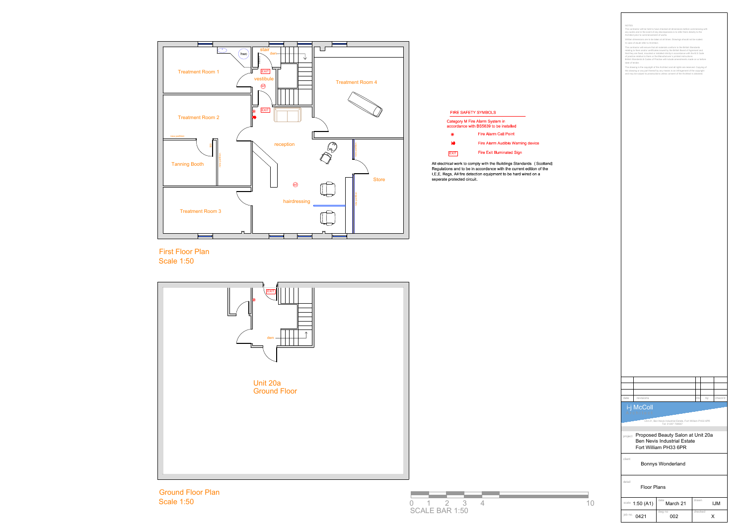First Floor Plan
Scale 1:50

stair
dwn
hwc
Treatment Room 1
EXIT
vestibule
EXIT
Treatment Room 2
Treatment Room 4
reception
Tanning Booth
Store
hairdressing
Treatment Room 3

Ground Floor Plan
Scale 1:50

EXIT
dwn
Unit 20a
Ground Floor

## FIRE SAFETY SYMBOLS

Category M Fire Alarm System in accordance with BS5839 to be installed

- Fire Alarm Call Point
- Fire Alarm Audible Warning device
- EXIT — Fire Exit Illuminated Sign

All electrical work to comply with the Buildings Standards (Scotland) Regulations and to be in accordance with the current edition of the I.E.E. Regs. All fire detection equipment to be hard wired on a seperate protected circuit.

0 1 2 3 4 10
SCALE BAR 1:50

| date | revisions | | by | check'd |
|---|---|---|---|---|

i-j McColl

Unit 21, Ben Nevis Industrial Estate, Fort William PH33 6PR

| | |
|---|---|
| project | Proposed Beauty Salon at Unit 20a Ben Nevis Industrial Estate Fort William PH33 6PR |
| client | Bonnys Wonderland |
| detail | Floor Plans |

| scale | 1:50 (A1) | date | March 21 | drawn | IJM |
|---|---|---|---|---|---|
| job no | 0421 | dwg no | 002 | checked | X |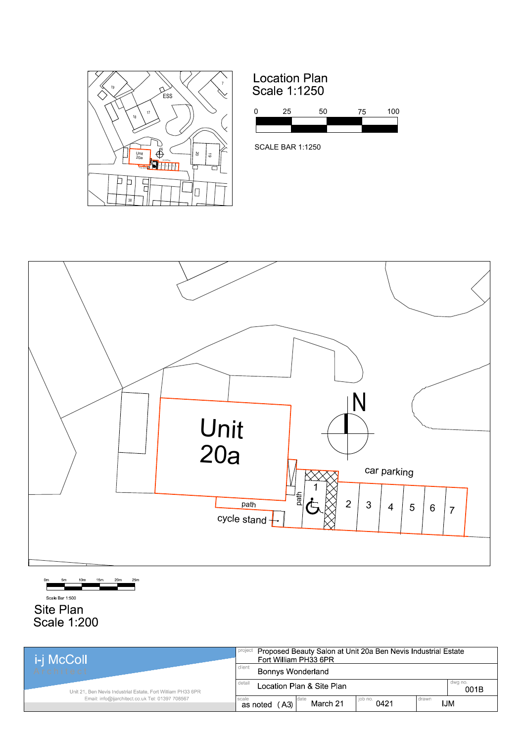## Location Plan
## Scale 1:1250

0 25 50 75 100

SCALE BAR 1:1250

19
ESS
7
18
17
Unit 20a
N
20
19
38

Unit 20a

N

car parking

1 2 3 4 5 6 7

path

path

cycle stand

0m 5m 10m 15m 20m 25m

Scale Bar 1:500

## Site Plan
## Scale 1:200

**i-j McColl**
Architect

Unit 21, Ben Nevis Industrial Estate, Fort William PH33 6PR
Email: info@ijarchitect.co.uk Tel: 01397 708567

| | | | | |
|---|---|---|---|---|
| project | Proposed Beauty Salon at Unit 20a Ben Nevis Industrial Estate Fort William PH33 6PR | | | |
| client | Bonnys Wonderland | | | |
| detail | Location Plan & Site Plan | | | dwg no. 001B |
| scale as noted (A3) | date March 21 | job no. 0421 | drawn IJM | |